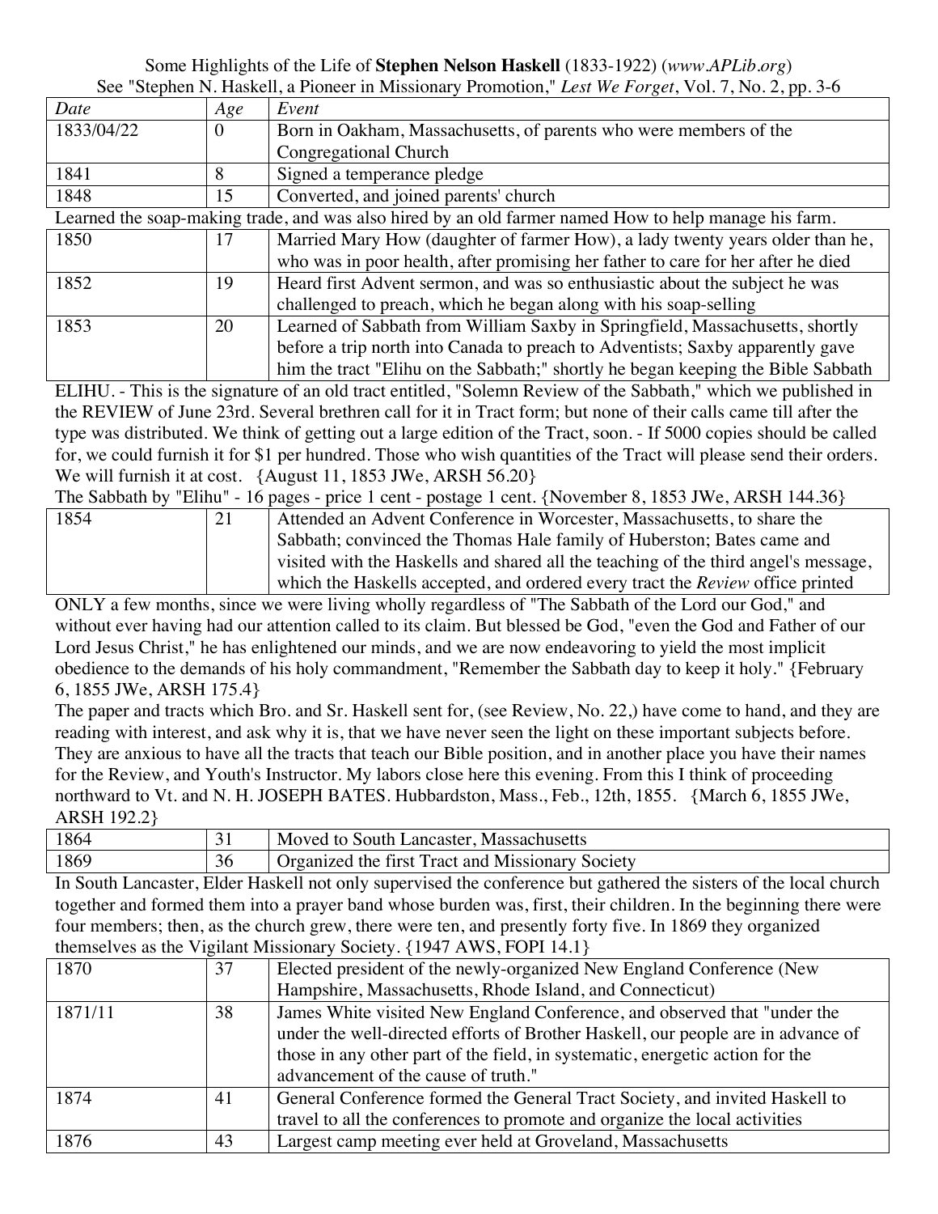Some Highlights of the Life of **Stephen Nelson Haskell** (1833-1922) (*www.APLib.org*)
See "Stephen N. Haskell, a Pioneer in Missionary Promotion," *Lest We Forget*, Vol. 7, No. 2, pp. 3-6

| *Date* | *Age* | *Event* |
|---|---|---|
| 1833/04/22 | 0 | Born in Oakham, Massachusetts, of parents who were members of the Congregational Church |
| 1841 | 8 | Signed a temperance pledge |
| 1848 | 15 | Converted, and joined parents' church |

Learned the soap-making trade, and was also hired by an old farmer named How to help manage his farm.

| *Date* | *Age* | *Event* |
|---|---|---|
| 1850 | 17 | Married Mary How (daughter of farmer How), a lady twenty years older than he, who was in poor health, after promising her father to care for her after he died |
| 1852 | 19 | Heard first Advent sermon, and was so enthusiastic about the subject he was challenged to preach, which he began along with his soap-selling |
| 1853 | 20 | Learned of Sabbath from William Saxby in Springfield, Massachusetts, shortly before a trip north into Canada to preach to Adventists; Saxby apparently gave him the tract "Elihu on the Sabbath;" shortly he began keeping the Bible Sabbath |

ELIHU. - This is the signature of an old tract entitled, "Solemn Review of the Sabbath," which we published in the REVIEW of June 23rd. Several brethren call for it in Tract form; but none of their calls came till after the type was distributed. We think of getting out a large edition of the Tract, soon. - If 5000 copies should be called for, we could furnish it for $1 per hundred. Those who wish quantities of the Tract will please send their orders. We will furnish it at cost. {August 11, 1853 JWe, ARSH 56.20}

The Sabbath by "Elihu" - 16 pages - price 1 cent - postage 1 cent. {November 8, 1853 JWe, ARSH 144.36}

| *Date* | *Age* | *Event* |
|---|---|---|
| 1854 | 21 | Attended an Advent Conference in Worcester, Massachusetts, to share the Sabbath; convinced the Thomas Hale family of Huberston; Bates came and visited with the Haskells and shared all the teaching of the third angel's message, which the Haskells accepted, and ordered every tract the *Review* office printed |

ONLY a few months, since we were living wholly regardless of "The Sabbath of the Lord our God," and without ever having had our attention called to its claim. But blessed be God, "even the God and Father of our Lord Jesus Christ," he has enlightened our minds, and we are now endeavoring to yield the most implicit obedience to the demands of his holy commandment, "Remember the Sabbath day to keep it holy." {February 6, 1855 JWe, ARSH 175.4}

The paper and tracts which Bro. and Sr. Haskell sent for, (see Review, No. 22,) have come to hand, and they are reading with interest, and ask why it is, that we have never seen the light on these important subjects before. They are anxious to have all the tracts that teach our Bible position, and in another place you have their names for the Review, and Youth's Instructor. My labors close here this evening. From this I think of proceeding northward to Vt. and N. H. JOSEPH BATES. Hubbardston, Mass., Feb., 12th, 1855. {March 6, 1855 JWe, ARSH 192.2}

| *Date* | *Age* | *Event* |
|---|---|---|
| 1864 | 31 | Moved to South Lancaster, Massachusetts |
| 1869 | 36 | Organized the first Tract and Missionary Society |

In South Lancaster, Elder Haskell not only supervised the conference but gathered the sisters of the local church together and formed them into a prayer band whose burden was, first, their children. In the beginning there were four members; then, as the church grew, there were ten, and presently forty five. In 1869 they organized themselves as the Vigilant Missionary Society. {1947 AWS, FOPI 14.1}

| *Date* | *Age* | *Event* |
|---|---|---|
| 1870 | 37 | Elected president of the newly-organized New England Conference (New Hampshire, Massachusetts, Rhode Island, and Connecticut) |
| 1871/11 | 38 | James White visited New England Conference, and observed that "under the under the well-directed efforts of Brother Haskell, our people are in advance of those in any other part of the field, in systematic, energetic action for the advancement of the cause of truth." |
| 1874 | 41 | General Conference formed the General Tract Society, and invited Haskell to travel to all the conferences to promote and organize the local activities |
| 1876 | 43 | Largest camp meeting ever held at Groveland, Massachusetts |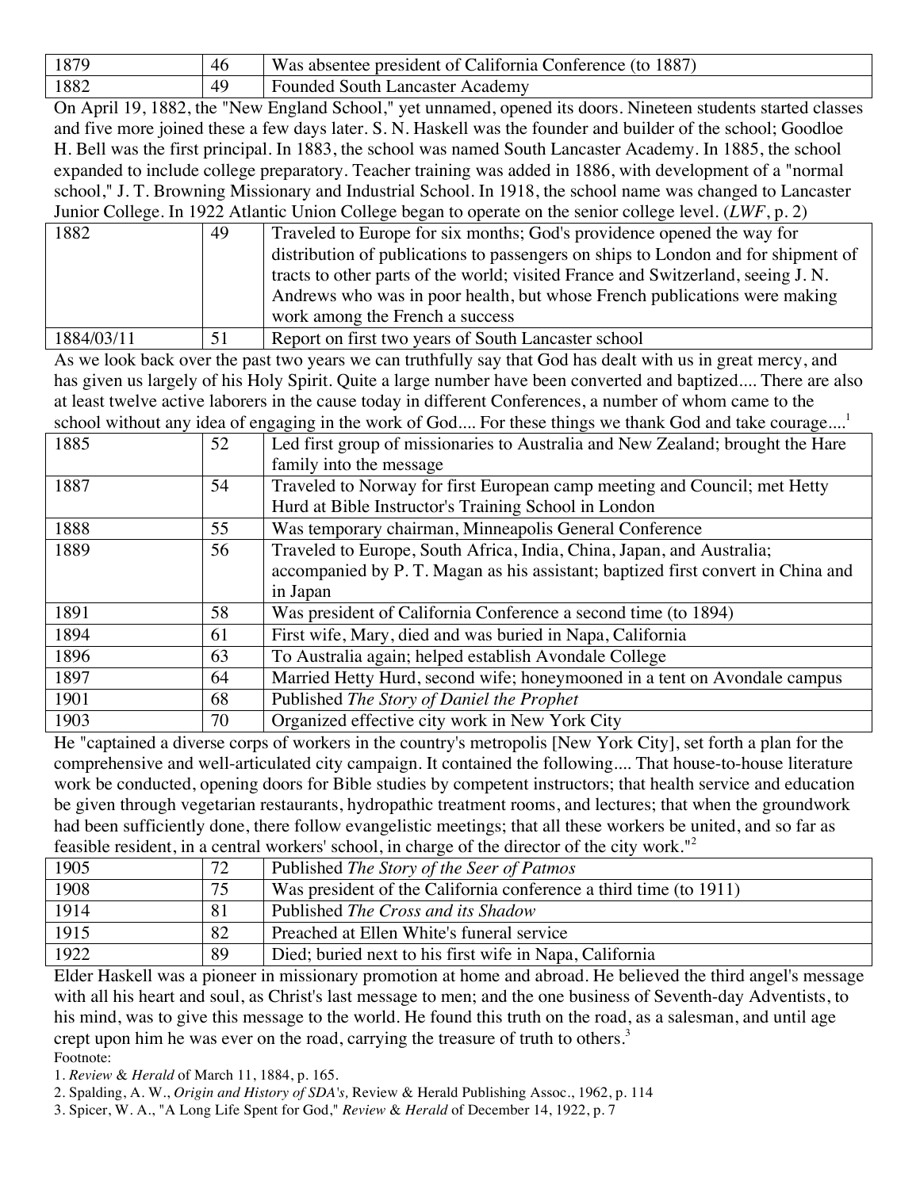| | | |
|---|---|---|
| 1879 | 46 | Was absentee president of California Conference (to 1887) |
| 1882 | 49 | Founded South Lancaster Academy |

On April 19, 1882, the "New England School," yet unnamed, opened its doors. Nineteen students started classes and five more joined these a few days later. S. N. Haskell was the founder and builder of the school; Goodloe H. Bell was the first principal. In 1883, the school was named South Lancaster Academy. In 1885, the school expanded to include college preparatory. Teacher training was added in 1886, with development of a "normal school," J. T. Browning Missionary and Industrial School. In 1918, the school name was changed to Lancaster Junior College. In 1922 Atlantic Union College began to operate on the senior college level. (*LWF*, p. 2)

| | | |
|---|---|---|
| 1882 | 49 | Traveled to Europe for six months; God's providence opened the way for distribution of publications to passengers on ships to London and for shipment of tracts to other parts of the world; visited France and Switzerland, seeing J. N. Andrews who was in poor health, but whose French publications were making work among the French a success |
| 1884/03/11 | 51 | Report on first two years of South Lancaster school |

As we look back over the past two years we can truthfully say that God has dealt with us in great mercy, and has given us largely of his Holy Spirit. Quite a large number have been converted and baptized.... There are also at least twelve active laborers in the cause today in different Conferences, a number of whom came to the school without any idea of engaging in the work of God.... For these things we thank God and take courage....[1]

| | | |
|---|---|---|
| 1885 | 52 | Led first group of missionaries to Australia and New Zealand; brought the Hare family into the message |
| 1887 | 54 | Traveled to Norway for first European camp meeting and Council; met Hetty Hurd at Bible Instructor's Training School in London |
| 1888 | 55 | Was temporary chairman, Minneapolis General Conference |
| 1889 | 56 | Traveled to Europe, South Africa, India, China, Japan, and Australia; accompanied by P. T. Magan as his assistant; baptized first convert in China and in Japan |
| 1891 | 58 | Was president of California Conference a second time (to 1894) |
| 1894 | 61 | First wife, Mary, died and was buried in Napa, California |
| 1896 | 63 | To Australia again; helped establish Avondale College |
| 1897 | 64 | Married Hetty Hurd, second wife; honeymooned in a tent on Avondale campus |
| 1901 | 68 | Published *The Story of Daniel the Prophet* |
| 1903 | 70 | Organized effective city work in New York City |

He "captained a diverse corps of workers in the country's metropolis [New York City], set forth a plan for the comprehensive and well-articulated city campaign. It contained the following.... That house-to-house literature work be conducted, opening doors for Bible studies by competent instructors; that health service and education be given through vegetarian restaurants, hydropathic treatment rooms, and lectures; that when the groundwork had been sufficiently done, there follow evangelistic meetings; that all these workers be united, and so far as feasible resident, in a central workers' school, in charge of the director of the city work."[2]

| | | |
|---|---|---|
| 1905 | 72 | Published *The Story of the Seer of Patmos* |
| 1908 | 75 | Was president of the California conference a third time (to 1911) |
| 1914 | 81 | Published *The Cross and its Shadow* |
| 1915 | 82 | Preached at Ellen White's funeral service |
| 1922 | 89 | Died; buried next to his first wife in Napa, California |

Elder Haskell was a pioneer in missionary promotion at home and abroad. He believed the third angel's message with all his heart and soul, as Christ's last message to men; and the one business of Seventh-day Adventists, to his mind, was to give this message to the world. He found this truth on the road, as a salesman, and until age crept upon him he was ever on the road, carrying the treasure of truth to others.[3]

Footnote:

1. *Review* & *Herald* of March 11, 1884, p. 165.
2. Spalding, A. W., *Origin and History of SDA's,* Review & Herald Publishing Assoc., 1962, p. 114
3. Spicer, W. A., "A Long Life Spent for God," *Review* & *Herald* of December 14, 1922, p. 7